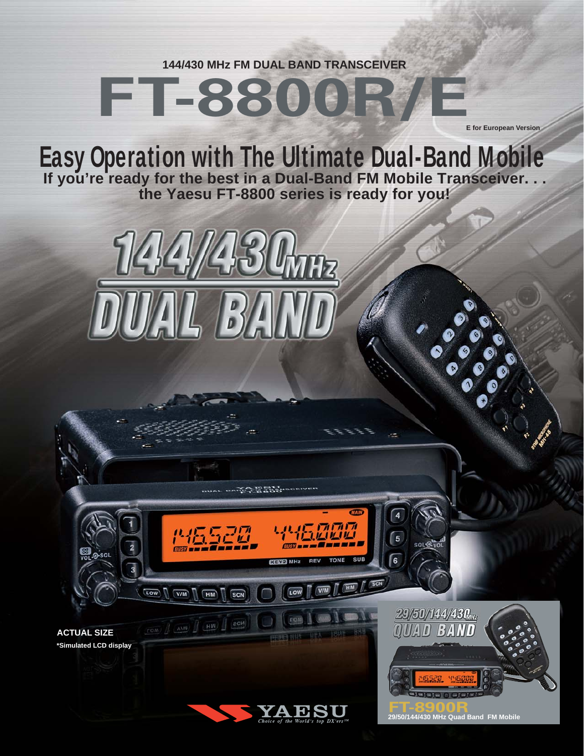144/430 MHz FM DUAL BAND TRANSCEIVER

# FT-8800R/E

E for European Version

## Easy Operation with The Ultimate Dual-Band Mobile

**If you're ready for the best in a Dual-Band FM Mobile Transceiver. . . the Yaesu FT-8800 series is ready for you!**

144/430MHz DUAL BAND

**ACTUAL SIZE**

**\*Simulated LCD display**

29/50/144/430MHz QUAD BAND

**FT-8900R**

**29/50/144/430 MHz Quad Band FM Mobile**

YAESU

*Choice of the World's top DX'ers℠*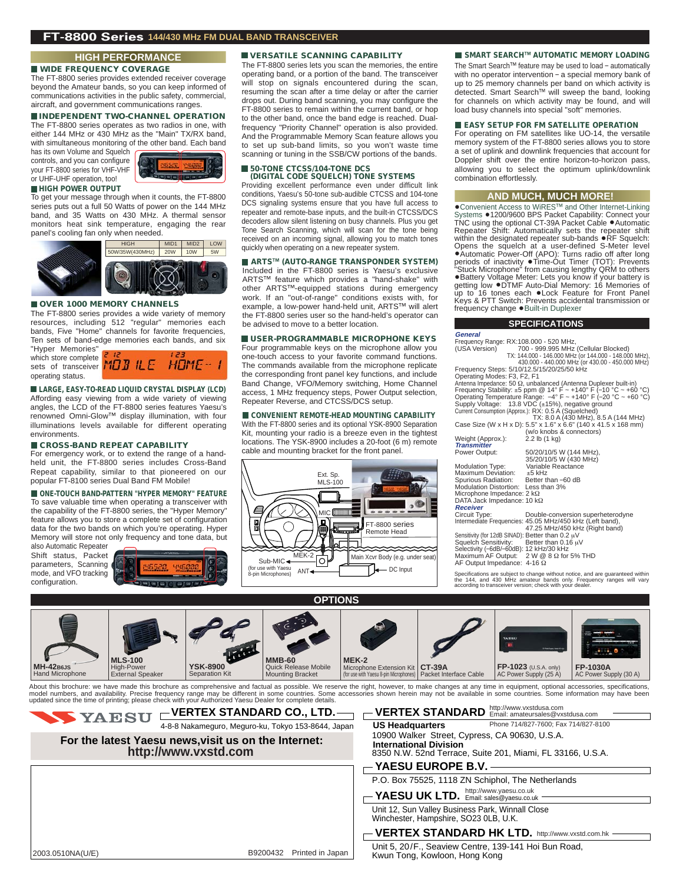# FT-8800 Series 144/430 MHz FM DUAL BAND TRANSCEIVER

## HIGH PERFORMANCE

### WIDE FREQUENCY COVERAGE

The FT-8800 series provides extended receiver coverage beyond the Amateur bands, so you can keep informed of communications activities in the public safety, commercial, aircraft, and government communications ranges.

### INDEPENDENT TWO-CHANNEL OPERATION

The FT-8800 series operates as two radios in one, with either 144 MHz or 430 MHz as the "Main" TX/RX band, with simultaneous monitoring of the other band. Each band has its own Volume and Squelch controls, and you can configure your FT-8800 series for VHF-VHF or UHF-UHF operation, too!

### HIGH POWER OUTPUT

To get your message through when it counts, the FT-8800 series puts out a full 50 Watts of power on the 144 MHz band, and 35 Watts on 430 MHz. A thermal sensor monitors heat sink temperature, engaging the rear panel's cooling fan only when needed.

| HIGH | MID1 | MID2 | LOW |
|---|---|---|---|
| 50W/35W(430MHz) | 20W | 10W | 5W |

### OVER 1000 MEMORY CHANNELS

The FT-8800 series provides a wide variety of memory resources, including 512 "regular" memories each bands, Five "Home" channels for favorite frequencies, Ten sets of band-edge memories each bands, and six "Hyper Memories" which store complete sets of transceiver operating status.

### LARGE, EASY-TO-READ LIQUID CRYSTAL DISPLAY (LCD)

Affording easy viewing from a wide variety of viewing angles, the LCD of the FT-8800 series features Yaesu's renowned Omni-Glow™ display illumination, with four illuminations levels available for different operating environments.

### CROSS-BAND REPEAT CAPABILITY

For emergency work, or to extend the range of a hand-held unit, the FT-8800 series includes Cross-Band Repeat capability, similar to that pioneered on our popular FT-8100 series Dual Band FM Mobile!

### ONE-TOUCH BAND-PATTERN "HYPER MEMORY" FEATURE

To save valuable time when operating a transceiver with the capability of the FT-8800 series, the "Hyper Memory" feature allows you to store a complete set of configuration data for the two bands on which you're operating. Hyper Memory will store not only frequency and tone data, but also Automatic Repeater Shift status, Packet parameters, Scanning mode, and VFO tracking configuration.

### VERSATILE SCANNING CAPABILITY

The FT-8800 series lets you scan the memories, the entire operating band, or a portion of the band. The transceiver will stop on signals encountered during the scan, resuming the scan after a time delay or after the carrier drops out. During band scanning, you may configure the FT-8800 series to remain within the current band, or hop to the other band, once the band edge is reached. Dual-frequency "Priority Channel" operation is also provided. And the Programmable Memory Scan feature allows you to set up sub-band limits, so you won't waste time scanning or tuning in the SSB/CW portions of the bands.

### 50-TONE CTCSS/104-TONE DCS (DIGITAL CODE SQUELCH) TONE SYSTEMS

Providing excellent performance even under difficult link conditions, Yaesu's 50-tone sub-audible CTCSS and 104-tone DCS signaling systems ensure that you have full access to repeater and remote-base inputs, and the built-in CTCSS/DCS decoders allow silent listening on busy channels. Plus you get Tone Search Scanning, which will scan for the tone being received on an incoming signal, allowing you to match tones quickly when operating on a new repeater system.

### ARTS™ (AUTO-RANGE TRANSPONDER SYSTEM)

Included in the FT-8800 series is Yaesu's exclusive ARTS™ feature which provides a "hand-shake" with other ARTS™-equipped stations during emergency work. If an "out-of-range" conditions exists with, for example, a low-power hand-held unit, ARTS™ will alert the FT-8800 series user so the hand-held's operator can be advised to move to a better location.

### USER-PROGRAMMABLE MICROPHONE KEYS

Four programmable keys on the microphone allow you one-touch access to your favorite command functions. The commands available from the microphone replicate the corresponding front panel key functions, and include Band Change, VFO/Memory switching, Home Channel access, 1 MHz frequency steps, Power Output selection, Repeater Reverse, and CTCSS/DCS setup.

### CONVENIENT REMOTE-HEAD MOUNTING CAPABILITY

With the FT-8800 series and its optional YSK-8900 Separation Kit, mounting your radio is a breeze even in the tightest locations. The YSK-8900 includes a 20-foot (6 m) remote cable and mounting bracket for the front panel.

Ext. Sp. MLS-100
MIC
FT-8800 series Remote Head
MEK-2
Sub-MIC (for use with Yaesu 8-pin Microphones)
ANT
Main Xcvr Body (e.g. under seat)
DC Input

### SMART SEARCH™ AUTOMATIC MEMORY LOADING

The Smart Search™ feature may be used to load − automatically with no operator intervention − a special memory bank of up to 25 memory channels per band on which activity is detected. Smart Search™ will sweep the band, looking for channels on which activity may be found, and will load busy channels into special "soft" memories.

### EASY SETUP FOR FM SATELLITE OPERATION

For operating on FM satellites like UO-14, the versatile memory system of the FT-8800 series allows you to store a set of uplink and downlink frequencies that account for Doppler shift over the entire horizon-to-horizon pass, allowing you to select the optimum uplink/downlink combination effortlessly.

## AND MUCH, MUCH MORE!

●Convenient Access to WiRES™ and Other Internet-Linking Systems ●1200/9600 BPS Packet Capability: Connect your TNC using the optional CT-39A Packet Cable ●Automatic Repeater Shift: Automatically sets the repeater shift within the designated repeater sub-bands ●RF Squelch: Opens the squelch at a user-defined S-Meter level ●Automatic Power-Off (APO): Turns radio off after long periods of inactivity ●Time-Out Timer (TOT): Prevents "Stuck Microphone" from causing lengthy QRM to others ●Battery Voltage Meter: Lets you know if your battery is getting low ●DTMF Auto-Dial Memory: 16 Memories of up to 16 tones each ●Lock Feature for Front Panel Keys & PTT Switch: Prevents accidental transmission or frequency change ●Built-in Duplexer

## SPECIFICATIONS

***General***

Frequency Range: RX:108.000 - 520 MHz, 700 - 999.995 MHz (Cellular Blocked)
(USA Version) TX: 144.000 - 146.000 MHz (or 144.000 - 148.000 MHz), 430.000 - 440.000 MHz (or 430.000 - 450.000 MHz)
Frequency Steps: 5/10/12.5/15/20/25/50 kHz
Operating Modes: F3, F2, F1
Antenna Impedance: 50 Ω, unbalanced (Antenna Duplexer built-in)
Frequency Stability: ±5 ppm @ 14° F ~ +140° F (−10 °C ~ +60 °C)
Operating Temperature Range: −4° F ~ +140° F (−20 °C ~ +60 °C)
Supply Voltage: 13.8 VDC (±15%), negative ground
Current Consumption (Approx.): RX: 0.5 A (Squelched)
TX: 8.0 A (430 MHz), 8.5 A (144 MHz)
Case Size (W x H x D): 5.5" x 1.6" x 6.6" (140 x 41.5 x 168 mm) (w/o knobs & connectors)
Weight (Approx.): 2.2 lb (1 kg)

***Transmitter***

Power Output: 50/20/10/5 W (144 MHz), 35/20/10/5 W (430 MHz)
Modulation Type: Variable Reactance
Maximum Deviation: ±5 kHz
Spurious Radiation: Better than −60 dB
Modulation Distortion: Less than 3%
Microphone Impedance: 2 kΩ
DATA Jack Impedance: 10 kΩ

***Receiver***

Circuit Type: Double-conversion superheterodyne
Intermediate Frequencies: 45.05 MHz/450 kHz (Left band), 47.25 MHz/450 kHz (Right band)
Sensitivity (for 12dB SINAD): Better than 0.2 μV
Squelch Sensitivity: Better than 0.16 μV
Selectivity (−6dB/−60dB): 12 kHz/30 kHz
Maximum AF Output: 2 W @ 8 Ω for 5% THD
AF Output Impedance: 4-16 Ω

Specifications are subject to change without notice, and are guaranteed within the 144, and 430 MHz amateur bands only. Frequency ranges will vary according to transceiver version; check with your dealer.

## OPTIONS

- **MH-42B6JS** Hand Microphone
- **MLS-100** High-Power External Speaker
- **YSK-8900** Separation Kit
- **MMB-60** Quick Release Mobile Mounting Bracket
- **MEK-2** Microphone Extension Kit (for use with Yaesu 8-pin Microphones)
- **CT-39A** Packet Interface Cable
- **FP-1023** (U.S.A. only) AC Power Supply (25 A)
- **FP-1030A** AC Power Supply (30 A)

About this brochure: we have made this brochure as comprehensive and factual as possible. We reserve the right, however, to make changes at any time in equipment, optional accessories, specifications, model numbers, and availability. Precise frequency range may be different in some countries. Some accessories shown herein may not be available in some countries. Some information may have been updated since the time of printing; please check with your Authorized Yaesu Dealer for complete details.

**YAESU** **VERTEX STANDARD CO., LTD.**
4-8-8 Nakameguro, Meguro-ku, Tokyo 153-8644, Japan

**For the latest Yaesu news,visit us on the Internet: http://www.vxstd.com**

**VERTEX STANDARD** http://www.vxstdusa.com Email: amateursales@vxstdusa.com
**US Headquarters** Phone 714/827-7600; Fax 714/827-8100
10900 Walker Street, Cypress, CA 90630, U.S.A.
**International Division**
8350 N.W. 52nd Terrace, Suite 201, Miami, FL 33166, U.S.A.

**YAESU EUROPE B.V.**
P.O. Box 75525, 1118 ZN Schiphol, The Netherlands

**YAESU UK LTD.** http://www.yaesu.co.uk Email: sales@yaesu.co.uk
Unit 12, Sun Valley Business Park, Winnall Close Winchester, Hampshire, SO23 0LB, U.K.

**VERTEX STANDARD HK LTD.** http://www.vxstd.com.hk
Unit 5, 20/F., Seaview Centre, 139-141 Hoi Bun Road, Kwun Tong, Kowloon, Hong Kong

2003.0510NA(U/E) B9200432 Printed in Japan